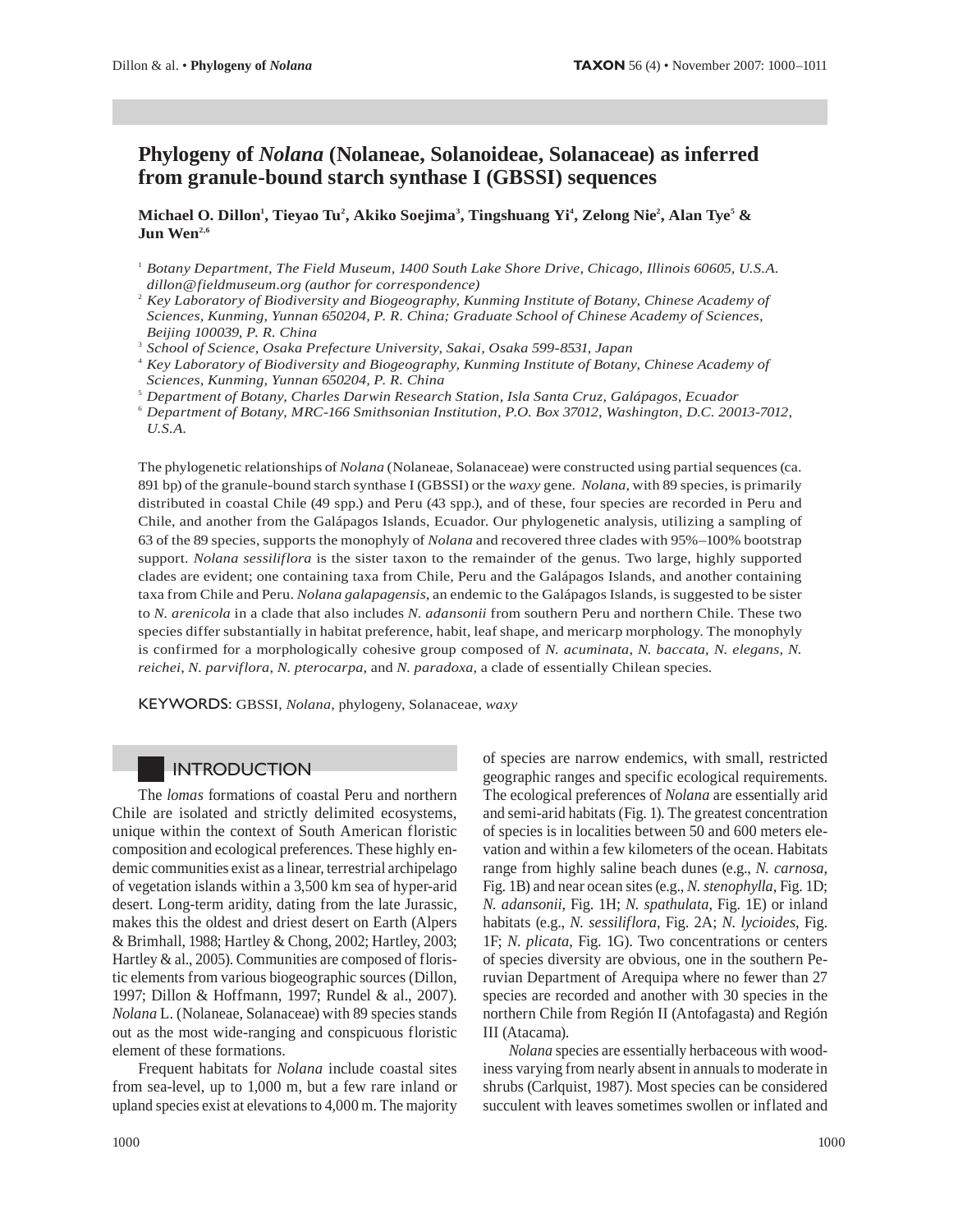# Phylogeny of *Nolana* (Nolaneae, Solanoideae, Solanaceae) as inferred from granule-bound starch synthase I (GBSSI) sequences

**Michael O. Dillon[1], Tieyao Tu[2], Akiko Soejima[3], Tingshuang Yi[4], Zelong Nie[2], Alan Tye[5] & Jun Wen[2,6]**

[1] *Botany Department, The Field Museum, 1400 South Lake Shore Drive, Chicago, Illinois 60605, U.S.A. dillon@fieldmuseum.org (author for correspondence)*
[2] *Key Laboratory of Biodiversity and Biogeography, Kunming Institute of Botany, Chinese Academy of Sciences, Kunming, Yunnan 650204, P. R. China; Graduate School of Chinese Academy of Sciences, Beijing 100039, P. R. China*
[3] *School of Science, Osaka Prefecture University, Sakai, Osaka 599-8531, Japan*
[4] *Key Laboratory of Biodiversity and Biogeography, Kunming Institute of Botany, Chinese Academy of Sciences, Kunming, Yunnan 650204, P. R. China*
[5] *Department of Botany, Charles Darwin Research Station, Isla Santa Cruz, Galápagos, Ecuador*
[6] *Department of Botany, MRC-166 Smithsonian Institution, P.O. Box 37012, Washington, D.C. 20013-7012, U.S.A.*

The phylogenetic relationships of *Nolana* (Nolaneae, Solanaceae) were constructed using partial sequences (ca. 891 bp) of the granule-bound starch synthase I (GBSSI) or the *waxy* gene. *Nolana*, with 89 species, is primarily distributed in coastal Chile (49 spp.) and Peru (43 spp.), and of these, four species are recorded in Peru and Chile, and another from the Galápagos Islands, Ecuador. Our phylogenetic analysis, utilizing a sampling of 63 of the 89 species, supports the monophyly of *Nolana* and recovered three clades with 95%–100% bootstrap support. *Nolana sessiliflora* is the sister taxon to the remainder of the genus. Two large, highly supported clades are evident; one containing taxa from Chile, Peru and the Galápagos Islands, and another containing taxa from Chile and Peru. *Nolana galapagensis*, an endemic to the Galápagos Islands, is suggested to be sister to *N. arenicola* in a clade that also includes *N. adansonii* from southern Peru and northern Chile. These two species differ substantially in habitat preference, habit, leaf shape, and mericarp morphology. The monophyly is confirmed for a morphologically cohesive group composed of *N. acuminata, N. baccata, N. elegans, N. reichei, N. parviflora, N. pterocarpa,* and *N. paradoxa*, a clade of essentially Chilean species.

KEYWORDS: GBSSI, *Nolana*, phylogeny, Solanaceae, *waxy*

## INTRODUCTION

The *lomas* formations of coastal Peru and northern Chile are isolated and strictly delimited ecosystems, unique within the context of South American floristic composition and ecological preferences. These highly endemic communities exist as a linear, terrestrial archipelago of vegetation islands within a 3,500 km sea of hyper-arid desert. Long-term aridity, dating from the late Jurassic, makes this the oldest and driest desert on Earth (Alpers & Brimhall, 1988; Hartley & Chong, 2002; Hartley, 2003; Hartley & al., 2005). Communities are composed of floristic elements from various biogeographic sources (Dillon, 1997; Dillon & Hoffmann, 1997; Rundel & al., 2007). *Nolana* L. (Nolaneae, Solanaceae) with 89 species stands out as the most wide-ranging and conspicuous floristic element of these formations.

Frequent habitats for *Nolana* include coastal sites from sea-level, up to 1,000 m, but a few rare inland or upland species exist at elevations to 4,000 m. The majority of species are narrow endemics, with small, restricted geographic ranges and specific ecological requirements. The ecological preferences of *Nolana* are essentially arid and semi-arid habitats (Fig. 1). The greatest concentration of species is in localities between 50 and 600 meters elevation and within a few kilometers of the ocean. Habitats range from highly saline beach dunes (e.g., *N. carnosa*, Fig. 1B) and near ocean sites (e.g., *N. stenophylla*, Fig. 1D; *N. adansonii*, Fig. 1H; *N. spathulata*, Fig. 1E) or inland habitats (e.g., *N. sessiliflora*, Fig. 2A; *N. lycioides*, Fig. 1F; *N. plicata*, Fig. 1G). Two concentrations or centers of species diversity are obvious, one in the southern Peruvian Department of Arequipa where no fewer than 27 species are recorded and another with 30 species in the northern Chile from Región II (Antofagasta) and Región III (Atacama).

*Nolana* species are essentially herbaceous with woodiness varying from nearly absent in annuals to moderate in shrubs (Carlquist, 1987). Most species can be considered succulent with leaves sometimes swollen or inflated and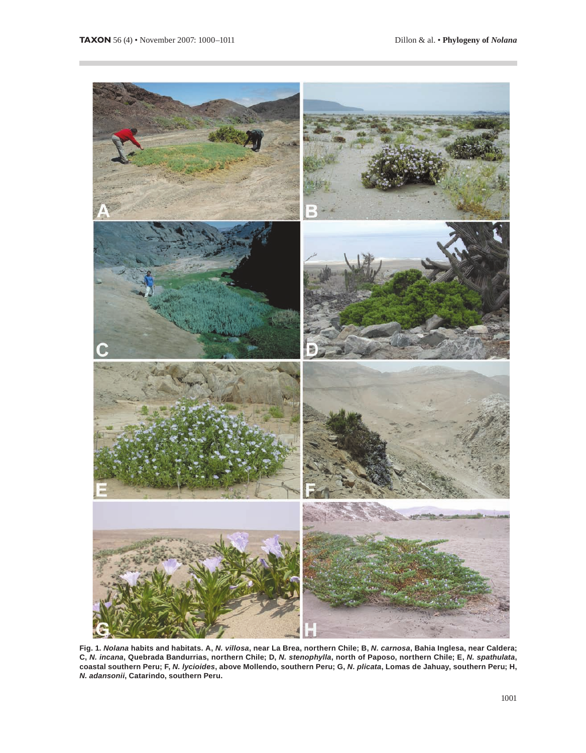**Fig. 1.** ***Nolana*** **habits and habitats. A,** ***N. villosa*****, near La Brea, northern Chile; B,** ***N. carnosa*****, Bahia Inglesa, near Caldera; C,** ***N. incana*****, Quebrada Bandurrias, northern Chile; D,** ***N. stenophylla*****, north of Paposo, northern Chile; E,** ***N. spathulata*****, coastal southern Peru; F,** ***N. lycioides*****, above Mollendo, southern Peru; G,** ***N. plicata*****, Lomas de Jahuay, southern Peru; H,** ***N. adansonii*****, Catarindo, southern Peru.**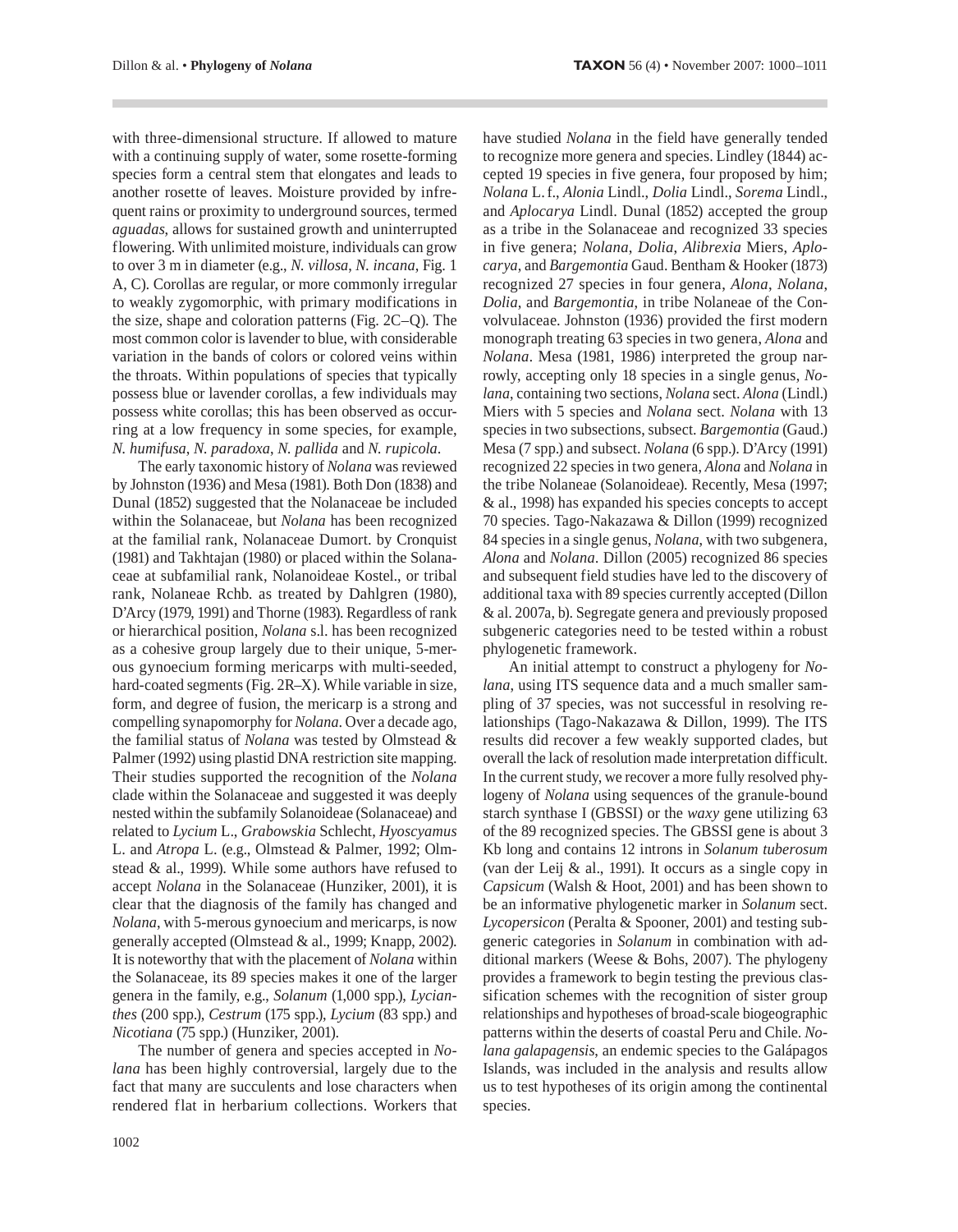with three-dimensional structure. If allowed to mature with a continuing supply of water, some rosette-forming species form a central stem that elongates and leads to another rosette of leaves. Moisture provided by infrequent rains or proximity to underground sources, termed *aguadas*, allows for sustained growth and uninterrupted flowering. With unlimited moisture, individuals can grow to over 3 m in diameter (e.g., *N. villosa*, *N. incana*, Fig. 1 A, C). Corollas are regular, or more commonly irregular to weakly zygomorphic, with primary modifications in the size, shape and coloration patterns (Fig. 2C–Q). The most common color is lavender to blue, with considerable variation in the bands of colors or colored veins within the throats. Within populations of species that typically possess blue or lavender corollas, a few individuals may possess white corollas; this has been observed as occurring at a low frequency in some species, for example, *N. humifusa*, *N. paradoxa*, *N. pallida* and *N. rupicola*.

The early taxonomic history of *Nolana* was reviewed by Johnston (1936) and Mesa (1981). Both Don (1838) and Dunal (1852) suggested that the Nolanaceae be included within the Solanaceae, but *Nolana* has been recognized at the familial rank, Nolanaceae Dumort. by Cronquist (1981) and Takhtajan (1980) or placed within the Solanaceae at subfamilial rank, Nolanoideae Kostel., or tribal rank, Nolaneae Rchb. as treated by Dahlgren (1980), D'Arcy (1979, 1991) and Thorne (1983). Regardless of rank or hierarchical position, *Nolana* s.l. has been recognized as a cohesive group largely due to their unique, 5-merous gynoecium forming mericarps with multi-seeded, hard-coated segments (Fig. 2R–X). While variable in size, form, and degree of fusion, the mericarp is a strong and compelling synapomorphy for *Nolana*. Over a decade ago, the familial status of *Nolana* was tested by Olmstead & Palmer (1992) using plastid DNA restriction site mapping. Their studies supported the recognition of the *Nolana* clade within the Solanaceae and suggested it was deeply nested within the subfamily Solanoideae (Solanaceae) and related to *Lycium* L., *Grabowskia* Schlecht, *Hyoscyamus* L. and *Atropa* L. (e.g., Olmstead & Palmer, 1992; Olmstead & al., 1999). While some authors have refused to accept *Nolana* in the Solanaceae (Hunziker, 2001), it is clear that the diagnosis of the family has changed and *Nolana*, with 5-merous gynoecium and mericarps, is now generally accepted (Olmstead & al., 1999; Knapp, 2002). It is noteworthy that with the placement of *Nolana* within the Solanaceae, its 89 species makes it one of the larger genera in the family, e.g., *Solanum* (1,000 spp.), *Lycianthes* (200 spp.), *Cestrum* (175 spp.), *Lycium* (83 spp.) and *Nicotiana* (75 spp.) (Hunziker, 2001).

The number of genera and species accepted in *Nolana* has been highly controversial, largely due to the fact that many are succulents and lose characters when rendered flat in herbarium collections. Workers that have studied *Nolana* in the field have generally tended to recognize more genera and species. Lindley (1844) accepted 19 species in five genera, four proposed by him; *Nolana* L. f., *Alonia* Lindl., *Dolia* Lindl., *Sorema* Lindl., and *Aplocarya* Lindl. Dunal (1852) accepted the group as a tribe in the Solanaceae and recognized 33 species in five genera; *Nolana*, *Dolia*, *Alibrexia* Miers, *Aplocarya*, and *Bargemontia* Gaud. Bentham & Hooker (1873) recognized 27 species in four genera, *Alona*, *Nolana*, *Dolia*, and *Bargemontia*, in tribe Nolaneae of the Convolvulaceae. Johnston (1936) provided the first modern monograph treating 63 species in two genera, *Alona* and *Nolana*. Mesa (1981, 1986) interpreted the group narrowly, accepting only 18 species in a single genus, *Nolana*, containing two sections, *Nolana* sect. *Alona* (Lindl.) Miers with 5 species and *Nolana* sect. *Nolana* with 13 species in two subsections, subsect. *Bargemontia* (Gaud.) Mesa (7 spp.) and subsect. *Nolana* (6 spp.). D'Arcy (1991) recognized 22 species in two genera, *Alona* and *Nolana* in the tribe Nolaneae (Solanoideae). Recently, Mesa (1997; & al., 1998) has expanded his species concepts to accept 70 species. Tago-Nakazawa & Dillon (1999) recognized 84 species in a single genus, *Nolana*, with two subgenera, *Alona* and *Nolana*. Dillon (2005) recognized 86 species and subsequent field studies have led to the discovery of additional taxa with 89 species currently accepted (Dillon & al. 2007a, b). Segregate genera and previously proposed subgeneric categories need to be tested within a robust phylogenetic framework.

An initial attempt to construct a phylogeny for *Nolana*, using ITS sequence data and a much smaller sampling of 37 species, was not successful in resolving relationships (Tago-Nakazawa & Dillon, 1999). The ITS results did recover a few weakly supported clades, but overall the lack of resolution made interpretation difficult. In the current study, we recover a more fully resolved phylogeny of *Nolana* using sequences of the granule-bound starch synthase I (GBSSI) or the *waxy* gene utilizing 63 of the 89 recognized species. The GBSSI gene is about 3 Kb long and contains 12 introns in *Solanum tuberosum* (van der Leij & al., 1991). It occurs as a single copy in *Capsicum* (Walsh & Hoot, 2001) and has been shown to be an informative phylogenetic marker in *Solanum* sect. *Lycopersicon* (Peralta & Spooner, 2001) and testing subgeneric categories in *Solanum* in combination with additional markers (Weese & Bohs, 2007). The phylogeny provides a framework to begin testing the previous classification schemes with the recognition of sister group relationships and hypotheses of broad-scale biogeographic patterns within the deserts of coastal Peru and Chile. *Nolana galapagensis*, an endemic species to the Galápagos Islands, was included in the analysis and results allow us to test hypotheses of its origin among the continental species.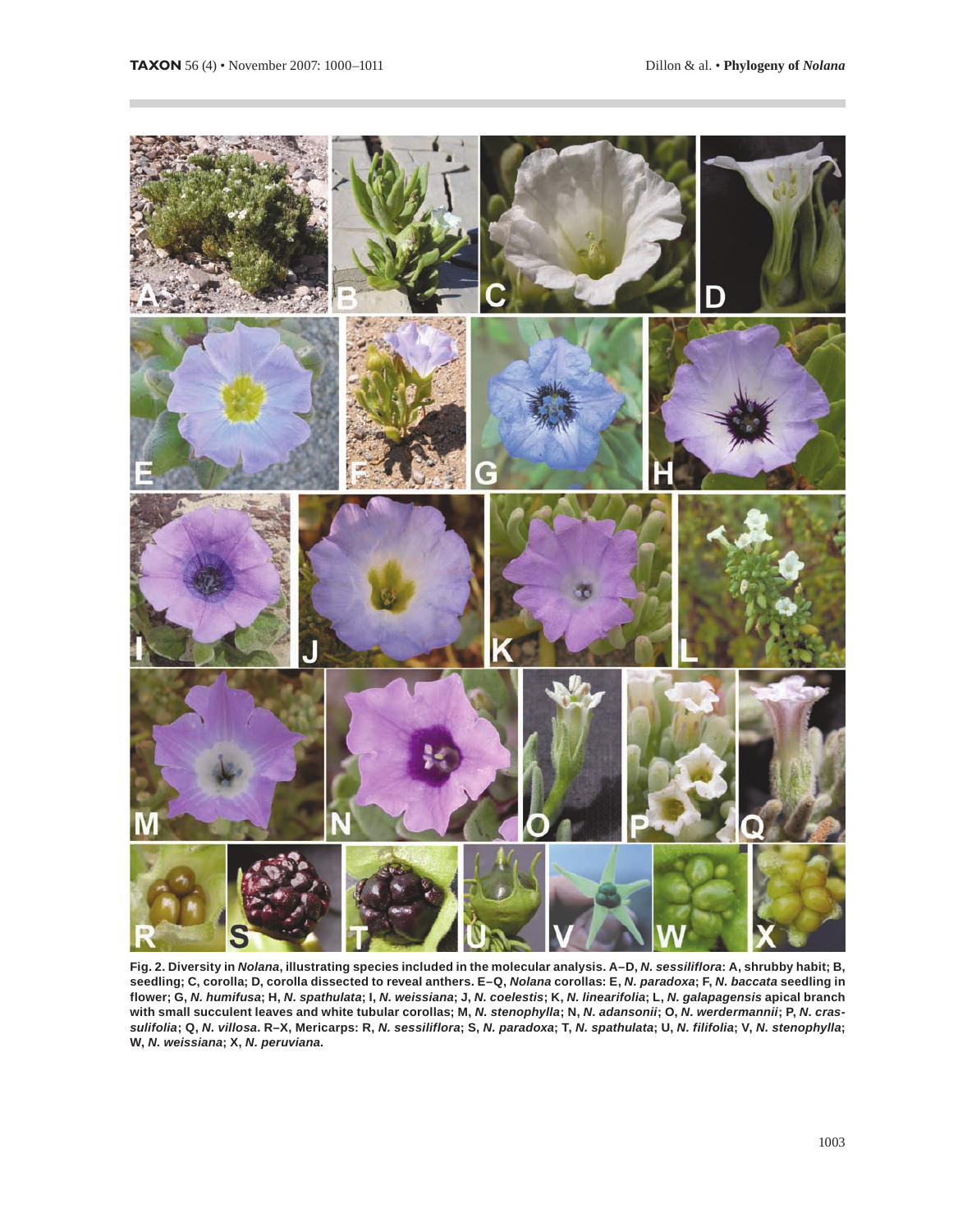**Fig. 2.** Diversity in *Nolana*, illustrating species included in the molecular analysis. A–D, *N. sessiliflora*: A, shrubby habit; B, seedling; C, corolla; D, corolla dissected to reveal anthers. E–Q, *Nolana* corollas: E, *N. paradoxa*; F, *N. baccata* seedling in flower; G, *N. humifusa*; H, *N. spathulata*; I, *N. weissiana*; J, *N. coelestis*; K, *N. linearifolia*; L, *N. galapagensis* apical branch with small succulent leaves and white tubular corollas; M, *N. stenophylla*; N, *N. adansonii*; O, *N. werdermannii*; P, *N. crassulifolia*; Q, *N. villosa*. R–X, Mericarps: R, *N. sessiliflora*; S, *N. paradoxa*; T, *N. spathulata*; U, *N. filifolia*; V, *N. stenophylla*; W, *N. weissiana*; X, *N. peruviana*.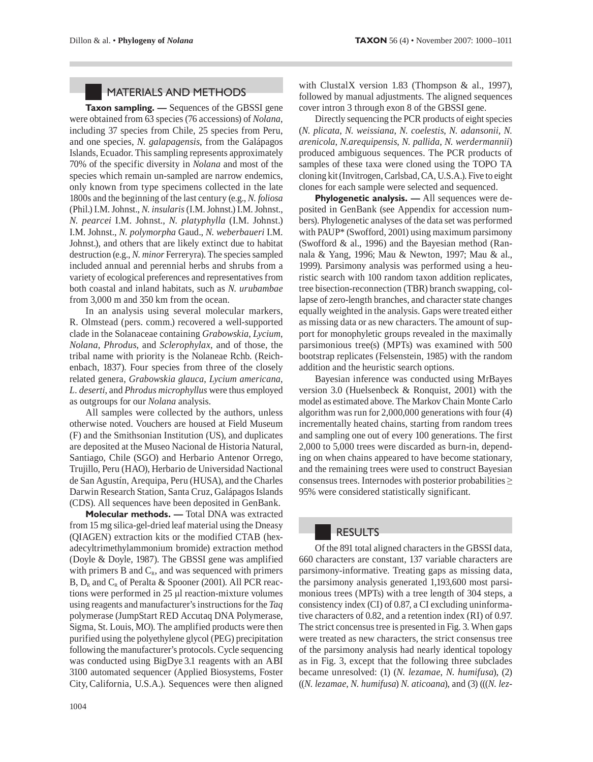## MATERIALS AND METHODS

**Taxon sampling. —** Sequences of the GBSSI gene were obtained from 63 species (76 accessions) of *Nolana*, including 37 species from Chile, 25 species from Peru, and one species, *N. galapagensis*, from the Galápagos Islands, Ecuador. This sampling represents approximately 70% of the specific diversity in *Nolana* and most of the species which remain un-sampled are narrow endemics, only known from type specimens collected in the late 1800s and the beginning of the last century (e.g., *N. foliosa* (Phil.) I.M. Johnst., *N. insularis* (I.M. Johnst.) I.M. Johnst., *N. pearcei* I.M. Johnst., *N. platyphylla* (I.M. Johnst.) I.M. Johnst., *N. polymorpha* Gaud., *N. weberbaueri* I.M. Johnst.), and others that are likely extinct due to habitat destruction (e.g., *N. minor* Ferreryra). The species sampled included annual and perennial herbs and shrubs from a variety of ecological preferences and representatives from both coastal and inland habitats, such as *N. urubambae* from 3,000 m and 350 km from the ocean.

In an analysis using several molecular markers, R. Olmstead (pers. comm.) recovered a well-supported clade in the Solanaceae containing *Grabowskia*, *Lycium*, *Nolana*, *Phrodus*, and *Sclerophylax*, and of those, the tribal name with priority is the Nolaneae Rchb. (Reichenbach, 1837). Four species from three of the closely related genera, *Grabowskia glauca*, *Lycium americana*, *L. deserti*, and *Phrodus microphyllus* were thus employed as outgroups for our *Nolana* analysis.

All samples were collected by the authors, unless otherwise noted. Vouchers are housed at Field Museum (F) and the Smithsonian Institution (US), and duplicates are deposited at the Museo Nacional de Historia Natural, Santiago, Chile (SGO) and Herbario Antenor Orrego, Trujillo, Peru (HAO), Herbario de Universidad Nactional de San Agustín, Arequipa, Peru (HUSA), and the Charles Darwin Research Station, Santa Cruz, Galápagos Islands (CDS). All sequences have been deposited in GenBank.

**Molecular methods. —** Total DNA was extracted from 15 mg silica-gel-dried leaf material using the Dneasy (QIAGEN) extraction kits or the modified CTAB (hexadecyltrimethylammonium bromide) extraction method (Doyle & Doyle, 1987). The GBSSI gene was amplified with primers B and $C_R$, and was sequenced with primers B, $D_R$ and $C_R$ of Peralta & Spooner (2001). All PCR reactions were performed in 25 µl reaction-mixture volumes using reagents and manufacturer's instructions for the *Taq* polymerase (JumpStart RED Accutaq DNA Polymerase, Sigma, St. Louis, MO). The amplified products were then purified using the polyethylene glycol (PEG) precipitation following the manufacturer's protocols. Cycle sequencing was conducted using BigDye 3.1 reagents with an ABI 3100 automated sequencer (Applied Biosystems, Foster City, California, U.S.A.). Sequences were then aligned with ClustalX version 1.83 (Thompson & al., 1997), followed by manual adjustments. The aligned sequences cover intron 3 through exon 8 of the GBSSI gene.

Directly sequencing the PCR products of eight species (*N. plicata*, *N. weissiana*, *N. coelestis*, *N. adansonii*, *N. arenicola*, *N.arequipensis*, *N. pallida*, *N. werdermannii*) produced ambiguous sequences. The PCR products of samples of these taxa were cloned using the TOPO TA cloning kit (Invitrogen, Carlsbad, CA, U.S.A.). Five to eight clones for each sample were selected and sequenced.

**Phylogenetic analysis. —** All sequences were deposited in GenBank (see Appendix for accession numbers). Phylogenetic analyses of the data set was performed with PAUP* (Swofford, 2001) using maximum parsimony (Swofford & al., 1996) and the Bayesian method (Rannala & Yang, 1996; Mau & Newton, 1997; Mau & al., 1999). Parsimony analysis was performed using a heuristic search with 100 random taxon addition replicates, tree bisection-reconnection (TBR) branch swapping, collapse of zero-length branches, and character state changes equally weighted in the analysis. Gaps were treated either as missing data or as new characters. The amount of support for monophyletic groups revealed in the maximally parsimonious tree(s) (MPTs) was examined with 500 bootstrap replicates (Felsenstein, 1985) with the random addition and the heuristic search options.

Bayesian inference was conducted using MrBayes version 3.0 (Huelsenbeck & Ronquist, 2001) with the model as estimated above. The Markov Chain Monte Carlo algorithm was run for 2,000,000 generations with four (4) incrementally heated chains, starting from random trees and sampling one out of every 100 generations. The first 2,000 to 5,000 trees were discarded as burn-in, depending on when chains appeared to have become stationary, and the remaining trees were used to construct Bayesian consensus trees. Internodes with posterior probabilities ≥ 95% were considered statistically significant.

## RESULTS

Of the 891 total aligned characters in the GBSSI data, 660 characters are constant, 137 variable characters are parsimony-informative. Treating gaps as missing data, the parsimony analysis generated 1,193,600 most parsimonious trees (MPTs) with a tree length of 304 steps, a consistency index (CI) of 0.87, a CI excluding uninformative characters of 0.82, and a retention index (RI) of 0.97. The strict concensus tree is presented in Fig. 3. When gaps were treated as new characters, the strict consensus tree of the parsimony analysis had nearly identical topology as in Fig. 3, except that the following three subclades became unresolved: (1) (*N. lezamae*, *N. humifusa*), (2) ((*N. lezamae*, *N. humifusa*) *N. aticoana*), and (3) (((*N. lez-*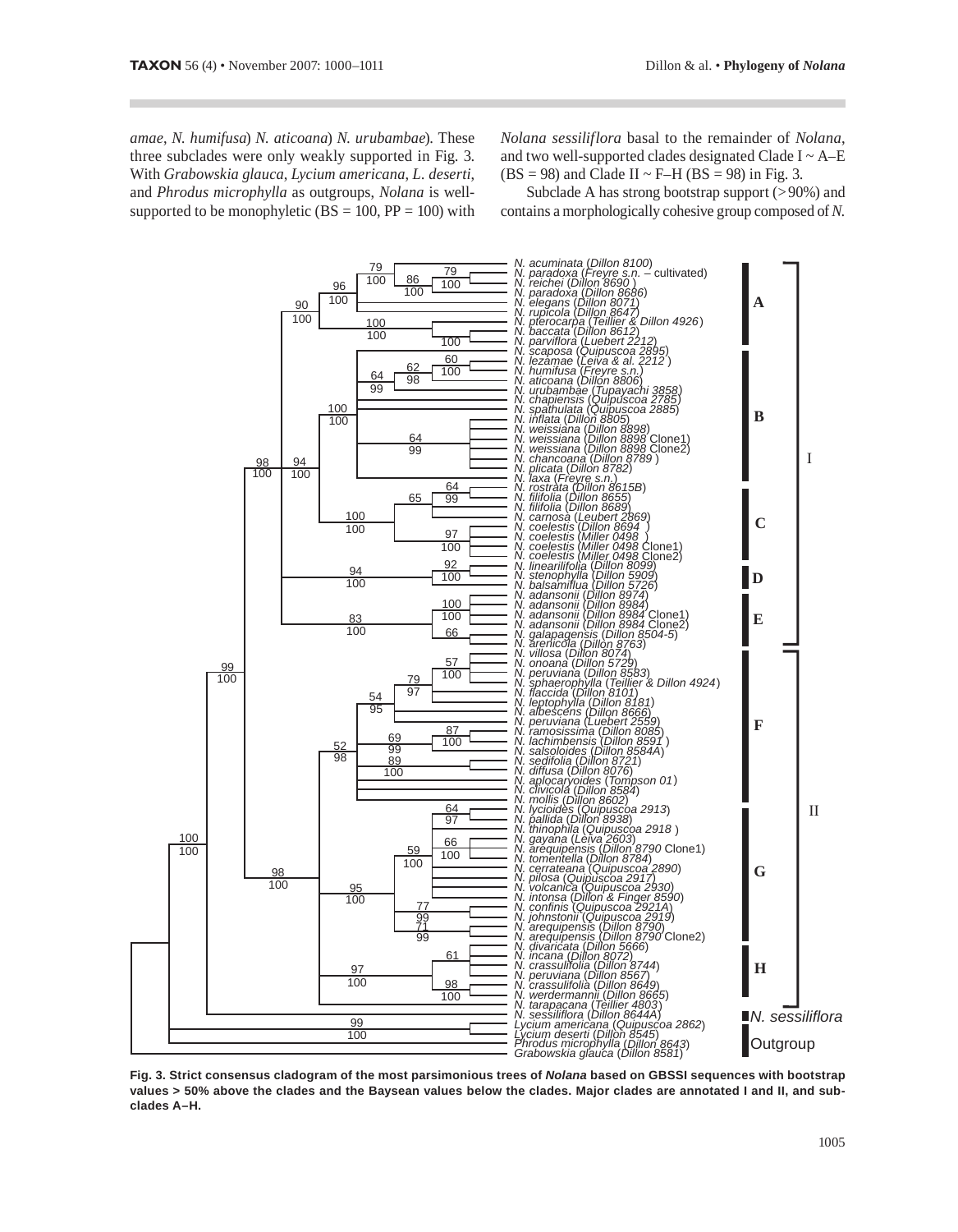*amae*, *N. humifusa*) *N. aticoana*) *N. urubambae*). These three subclades were only weakly supported in Fig. 3. With *Grabowskia glauca*, *Lycium americana*, *L. deserti*, and *Phrodus microphylla* as outgroups, *Nolana* is well-supported to be monophyletic (BS = 100, PP = 100) with *Nolana sessiliflora* basal to the remainder of *Nolana*, and two well-supported clades designated Clade I ~ A–E (BS = 98) and Clade II ~ F–H (BS = 98) in Fig. 3.

Subclade A has strong bootstrap support (> 90%) and contains a morphologically cohesive group composed of *N.*

*N. acuminata* (*Dillon 8100*)
*N. paradoxa* (*Freyre s.n.* – cultivated)
*N. reichei* (*Dillon 8690* )
*N. paradoxa* (*Dillon 8686*)
*N. elegans* (*Dillon 8071*)
*N. rupicola* (*Dillon 8647*)
*N. pterocarpa* (*Teillier & Dillon 4926*)
*N. baccata* (*Dillon 8612*)
*N. parviflora* (*Luebert 2212*)
*N. scaposa* (*Quipuscoa 2895*)
*N. lezamae* (*Leiva & al. 2212* )
*N. humifusa* (*Freyre s.n.*)
*N. aticoana* (*Dillon 8806*)
*N. urubambae* (*Tupayachi 3858*)
*N. chapiensis* (*Quipuscoa 2785*)
*N. spathulata* (*Quipuscoa 2885*)
*N. inflata* (*Dillon 8805*)
*N. weissiana* (*Dillon 8898*)
*N. weissiana* (*Dillon 8898* Clone1)
*N. weissiana* (*Dillon 8898* Clone2)
*N. chancoana* (*Dillon 8789* )
*N. plicata* (*Dillon 8782*)
*N. laxa* (*Freyre s.n.*)
*N. rostrata* (*Dillon 8615B*)
*N. filifolia* (*Dillon 8655*)
*N. filifolia* (*Dillon 8689*)
*N. carnosa* (*Leubert 2869*)
*N. coelestis* (*Dillon 8694* )
*N. coelestis* (*Miller 0498* )
*N. coelestis* (*Miller 0498* Clone1)
*N. coelestis* (*Miller 0498* Clone2)
*N. linearilifolia* (*Dillon 8099*)
*N. stenophylla* (*Dillon 5909*)
*N. balsamiflua* (*Dillon 5726*)
*N. adansonii* (*Dillon 8974*)
*N. adansonii* (*Dillon 8984*)
*N. adansonii* (*Dillon 8984* Clone1)
*N. adansonii* (*Dillon 8984* Clone2)
*N. galapagensis* (*Dillon 8504-5*)
*N. arenicola* (*Dillon 8763*)
*N. villosa* (*Dillon 8074*)
*N. onoana* (*Dillon 5729*)
*N. peruviana* (*Dillon 8583*)
*N. sphaerophylla* (*Teillier & Dillon 4924*)
*N. flaccida* (*Dillon 8101*)
*N. leptophylla* (*Dillon 8181*)
*N. albescens* (*Dillon 8666*)
*N. peruviana* (*Luebert 2559*)
*N. ramosissima* (*Dillon 8085*)
*N. lachimbensis* (*Dillon 8591* )
*N. salsoloides* (*Dillon 8584A*)
*N. sedifolia* (*Dillon 8721*)
*N. diffusa* (*Dillon 8076*)
*N. aplocaryoides* (*Tompson 01*)
*N. clivicola* (*Dillon 8584*)
*N. mollis* (*Dillon 8602*)
*N. lycioides* (*Quipuscoa 2913*)
*N. pallida* (*Dillon 8938*)
*N. thinophila* (*Quipuscoa 2918* )
*N. gayana* (*Leiva 2603*)
*N. arequipensis* (*Dillon 8790* Clone1)
*N. tomentella* (*Dillon 8784*)
*N. cerrateana* (*Quipuscoa 2890*)
*N. pilosa* (*Quipuscoa 2917*)
*N. volcanica* (*Quipuscoa 2930*)
*N. intonsa* (*Dillon & Finger 8590*)
*N. confinis* (*Quipuscoa 2921A*)
*N. johnstonii* (*Quipuscoa 2919*)
*N. arequipensis* (*Dillon 8790*)
*N. arequipensis* (*Dillon 8790* Clone2)
*N. divaricata* (*Dillon 5666*)
*N. incana* (*Dillon 8072*)
*N. crassulifolia* (*Dillon 8744*)
*N. peruviana* (*Dillon 8567*)
*N. crassulifolia* (*Dillon 8649*)
*N. werdermannii* (*Dillon 8665*)
*N. tarapacana* (*Teillier 4803*)
*N. sessiliflora* (*Dillon 8644A*)
*Lycium americana* (*Quipuscoa 2862*)
*Lycium deserti* (*Dillon 8545*)
*Phrodus microphylla* (*Dillon 8643*)
*Grabowskia glauca* (*Dillon 8581*)

A
B
C
D
E
F
G
H
I
II
*N. sessiliflora*
Outgroup

**Fig. 3. Strict consensus cladogram of the most parsimonious trees of *Nolana* based on GBSSI sequences with bootstrap values > 50% above the clades and the Baysean values below the clades. Major clades are annotated I and II, and subclades A–H.**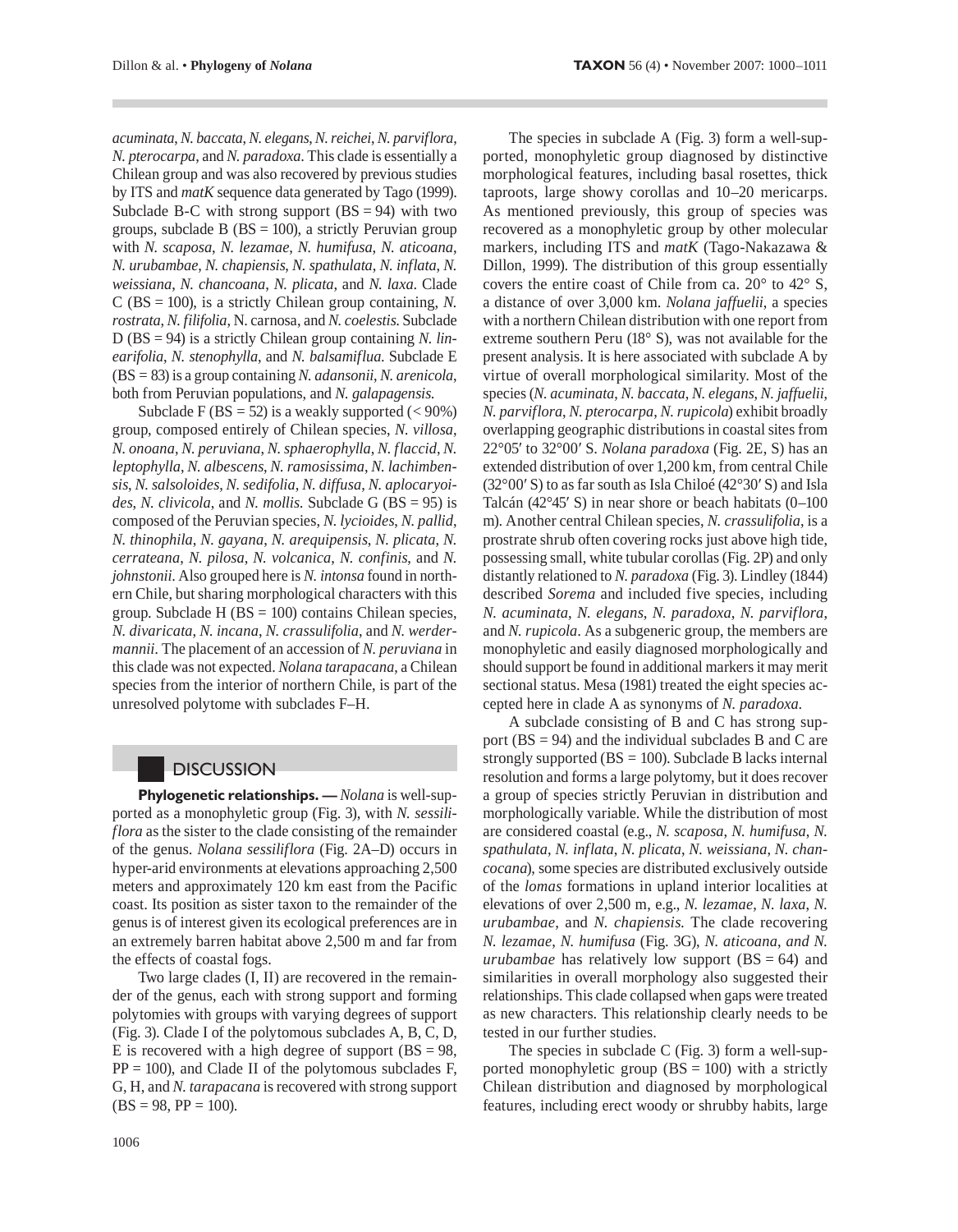*acuminata*, *N. baccata*, *N. elegans*, *N. reichei*, *N. parviflora*, *N. pterocarpa*, and *N. paradoxa*. This clade is essentially a Chilean group and was also recovered by previous studies by ITS and *matK* sequence data generated by Tago (1999). Subclade B-C with strong support (BS = 94) with two groups, subclade B (BS = 100), a strictly Peruvian group with *N. scaposa*, *N. lezamae*, *N. humifusa*, *N. aticoana*, *N. urubambae*, *N. chapiensis*, *N. spathulata*, *N. inflata*, *N. weissiana*, *N. chancoana*, *N. plicata*, and *N. laxa*. Clade C (BS = 100), is a strictly Chilean group containing, *N. rostrata*, *N. filifolia*, N. carnosa, and *N. coelestis*. Subclade D (BS = 94) is a strictly Chilean group containing *N. linearifolia*, *N. stenophylla*, and *N. balsamiflua*. Subclade E (BS = 83) is a group containing *N. adansonii*, *N. arenicola*, both from Peruvian populations, and *N. galapagensis*.

Subclade F (BS = 52) is a weakly supported (< 90%) group, composed entirely of Chilean species, *N. villosa*, *N. onoana*, *N. peruviana*, *N. sphaerophylla*, *N. flaccid*, *N. leptophylla*, *N. albescens*, *N. ramosissima*, *N. lachimbensis*, *N. salsoloides*, *N. sedifolia*, *N. diffusa*, *N. aplocaryoides*, *N. clivicola*, and *N. mollis*. Subclade G (BS = 95) is composed of the Peruvian species, *N. lycioides*, *N. pallid*, *N. thinophila*, *N. gayana*, *N. arequipensis*, *N. plicata*, *N. cerrateana*, *N. pilosa*, *N. volcanica*, *N. confinis*, and *N. johnstonii*. Also grouped here is *N. intonsa* found in northern Chile, but sharing morphological characters with this group. Subclade H (BS = 100) contains Chilean species, *N. divaricata*, *N. incana*, *N. crassulifolia*, and *N. werdermannii*. The placement of an accession of *N. peruviana* in this clade was not expected. *Nolana tarapacana*, a Chilean species from the interior of northern Chile, is part of the unresolved polytome with subclades F–H.

## DISCUSSION

**Phylogenetic relationships. —** *Nolana* is well-supported as a monophyletic group (Fig. 3), with *N. sessiliflora* as the sister to the clade consisting of the remainder of the genus. *Nolana sessiliflora* (Fig. 2A–D) occurs in hyper-arid environments at elevations approaching 2,500 meters and approximately 120 km east from the Pacific coast. Its position as sister taxon to the remainder of the genus is of interest given its ecological preferences are in an extremely barren habitat above 2,500 m and far from the effects of coastal fogs.

Two large clades (I, II) are recovered in the remainder of the genus, each with strong support and forming polytomies with groups with varying degrees of support (Fig. 3). Clade I of the polytomous subclades A, B, C, D, E is recovered with a high degree of support (BS = 98, PP = 100), and Clade II of the polytomous subclades F, G, H, and *N. tarapacana* is recovered with strong support (BS = 98, PP = 100).

The species in subclade A (Fig. 3) form a well-supported, monophyletic group diagnosed by distinctive morphological features, including basal rosettes, thick taproots, large showy corollas and 10–20 mericarps. As mentioned previously, this group of species was recovered as a monophyletic group by other molecular markers, including ITS and *matK* (Tago-Nakazawa & Dillon, 1999). The distribution of this group essentially covers the entire coast of Chile from ca. 20° to 42° S, a distance of over 3,000 km. *Nolana jaffuelii*, a species with a northern Chilean distribution with one report from extreme southern Peru (18° S), was not available for the present analysis. It is here associated with subclade A by virtue of overall morphological similarity. Most of the species (*N. acuminata*, *N. baccata*, *N. elegans*, *N. jaffuelii*, *N. parviflora*, *N. pterocarpa*, *N. rupicola*) exhibit broadly overlapping geographic distributions in coastal sites from 22°05′ to 32°00′ S. *Nolana paradoxa* (Fig. 2E, S) has an extended distribution of over 1,200 km, from central Chile (32°00′ S) to as far south as Isla Chiloé (42°30′ S) and Isla Talcán (42°45′ S) in near shore or beach habitats (0–100 m). Another central Chilean species, *N. crassulifolia*, is a prostrate shrub often covering rocks just above high tide, possessing small, white tubular corollas (Fig. 2P) and only distantly relationed to *N. paradoxa* (Fig. 3). Lindley (1844) described *Sorema* and included five species, including *N. acuminata*, *N. elegans*, *N. paradoxa*, *N. parviflora*, and *N. rupicola*. As a subgeneric group, the members are monophyletic and easily diagnosed morphologically and should support be found in additional markers it may merit sectional status. Mesa (1981) treated the eight species accepted here in clade A as synonyms of *N. paradoxa*.

A subclade consisting of B and C has strong support (BS = 94) and the individual subclades B and C are strongly supported (BS = 100). Subclade B lacks internal resolution and forms a large polytomy, but it does recover a group of species strictly Peruvian in distribution and morphologically variable. While the distribution of most are considered coastal (e.g., *N. scaposa*, *N. humifusa*, *N. spathulata*, *N. inflata*, *N. plicata*, *N. weissiana*, *N. chancocana*), some species are distributed exclusively outside of the *lomas* formations in upland interior localities at elevations of over 2,500 m, e.g., *N. lezamae*, *N. laxa*, *N. urubambae*, and *N. chapiensis*. The clade recovering *N. lezamae*, *N. humifusa* (Fig. 3G), *N. aticoana*, *and N. urubambae* has relatively low support (BS = 64) and similarities in overall morphology also suggested their relationships. This clade collapsed when gaps were treated as new characters. This relationship clearly needs to be tested in our further studies.

The species in subclade C (Fig. 3) form a well-supported monophyletic group (BS = 100) with a strictly Chilean distribution and diagnosed by morphological features, including erect woody or shrubby habits, large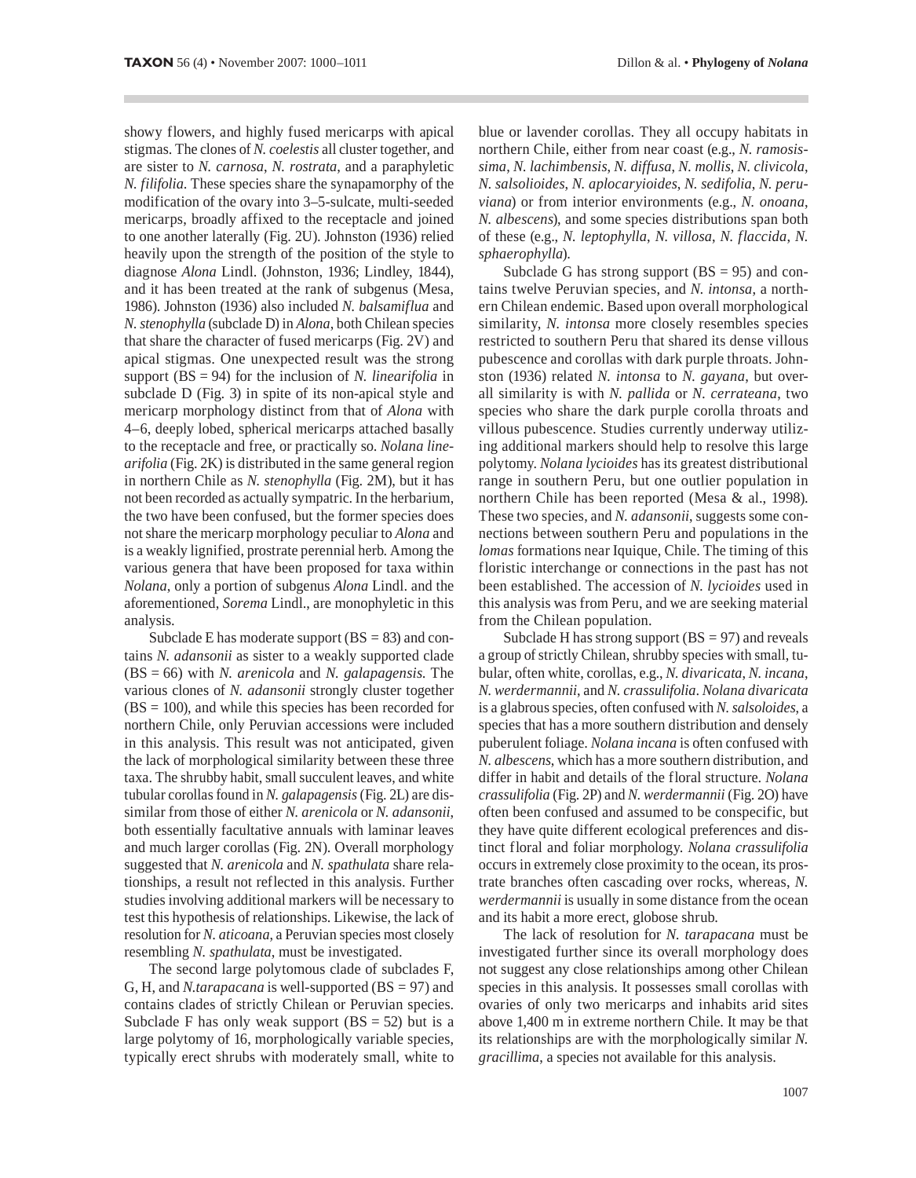showy flowers, and highly fused mericarps with apical stigmas. The clones of *N. coelestis* all cluster together, and are sister to *N. carnosa*, *N. rostrata*, and a paraphyletic *N. filifolia*. These species share the synapamorphy of the modification of the ovary into 3–5-sulcate, multi-seeded mericarps, broadly affixed to the receptacle and joined to one another laterally (Fig. 2U). Johnston (1936) relied heavily upon the strength of the position of the style to diagnose *Alona* Lindl. (Johnston, 1936; Lindley, 1844), and it has been treated at the rank of subgenus (Mesa, 1986). Johnston (1936) also included *N. balsamiflua* and *N. stenophylla* (subclade D) in *Alona*, both Chilean species that share the character of fused mericarps (Fig. 2V) and apical stigmas. One unexpected result was the strong support (BS = 94) for the inclusion of *N. linearifolia* in subclade D (Fig. 3) in spite of its non-apical style and mericarp morphology distinct from that of *Alona* with 4–6, deeply lobed, spherical mericarps attached basally to the receptacle and free, or practically so. *Nolana linearifolia* (Fig. 2K) is distributed in the same general region in northern Chile as *N. stenophylla* (Fig. 2M), but it has not been recorded as actually sympatric. In the herbarium, the two have been confused, but the former species does not share the mericarp morphology peculiar to *Alona* and is a weakly lignified, prostrate perennial herb. Among the various genera that have been proposed for taxa within *Nolana*, only a portion of subgenus *Alona* Lindl. and the aforementioned, *Sorema* Lindl., are monophyletic in this analysis.

Subclade E has moderate support (BS = 83) and contains *N. adansonii* as sister to a weakly supported clade (BS = 66) with *N. arenicola* and *N. galapagensis*. The various clones of *N. adansonii* strongly cluster together (BS = 100), and while this species has been recorded for northern Chile, only Peruvian accessions were included in this analysis. This result was not anticipated, given the lack of morphological similarity between these three taxa. The shrubby habit, small succulent leaves, and white tubular corollas found in *N. galapagensis* (Fig. 2L) are dissimilar from those of either *N. arenicola* or *N. adansonii*, both essentially facultative annuals with laminar leaves and much larger corollas (Fig. 2N). Overall morphology suggested that *N. arenicola* and *N. spathulata* share relationships, a result not reflected in this analysis. Further studies involving additional markers will be necessary to test this hypothesis of relationships. Likewise, the lack of resolution for *N. aticoana*, a Peruvian species most closely resembling *N. spathulata*, must be investigated.

The second large polytomous clade of subclades F, G, H, and *N.tarapacana* is well-supported (BS = 97) and contains clades of strictly Chilean or Peruvian species. Subclade F has only weak support (BS = 52) but is a large polytomy of 16, morphologically variable species, typically erect shrubs with moderately small, white to blue or lavender corollas. They all occupy habitats in northern Chile, either from near coast (e.g., *N. ramosissima*, *N. lachimbensis*, *N. diffusa*, *N. mollis*, *N. clivicola*, *N. salsolioides*, *N. aplocaryioides*, *N. sedifolia*, *N. peruviana*) or from interior environments (e.g., *N. onoana*, *N. albescens*), and some species distributions span both of these (e.g., *N. leptophylla*, *N. villosa*, *N. flaccida*, *N. sphaerophylla*).

Subclade G has strong support (BS = 95) and contains twelve Peruvian species, and *N. intonsa*, a northern Chilean endemic. Based upon overall morphological similarity, *N. intonsa* more closely resembles species restricted to southern Peru that shared its dense villous pubescence and corollas with dark purple throats. Johnston (1936) related *N. intonsa* to *N. gayana*, but overall similarity is with *N. pallida* or *N. cerrateana*, two species who share the dark purple corolla throats and villous pubescence. Studies currently underway utilizing additional markers should help to resolve this large polytomy. *Nolana lycioides* has its greatest distributional range in southern Peru, but one outlier population in northern Chile has been reported (Mesa & al., 1998). These two species, and *N. adansonii*, suggests some connections between southern Peru and populations in the *lomas* formations near Iquique, Chile. The timing of this floristic interchange or connections in the past has not been established. The accession of *N. lycioides* used in this analysis was from Peru, and we are seeking material from the Chilean population.

Subclade H has strong support (BS = 97) and reveals a group of strictly Chilean, shrubby species with small, tubular, often white, corollas, e.g., *N. divaricata*, *N. incana*, *N. werdermannii*, and *N. crassulifolia*. *Nolana divaricata* is a glabrous species, often confused with *N. salsoloides*, a species that has a more southern distribution and densely puberulent foliage. *Nolana incana* is often confused with *N. albescens*, which has a more southern distribution, and differ in habit and details of the floral structure. *Nolana crassulifolia* (Fig. 2P) and *N. werdermannii* (Fig. 2O) have often been confused and assumed to be conspecific, but they have quite different ecological preferences and distinct floral and foliar morphology. *Nolana crassulifolia* occurs in extremely close proximity to the ocean, its prostrate branches often cascading over rocks, whereas, *N. werdermannii* is usually in some distance from the ocean and its habit a more erect, globose shrub.

The lack of resolution for *N. tarapacana* must be investigated further since its overall morphology does not suggest any close relationships among other Chilean species in this analysis. It possesses small corollas with ovaries of only two mericarps and inhabits arid sites above 1,400 m in extreme northern Chile. It may be that its relationships are with the morphologically similar *N. gracillima*, a species not available for this analysis.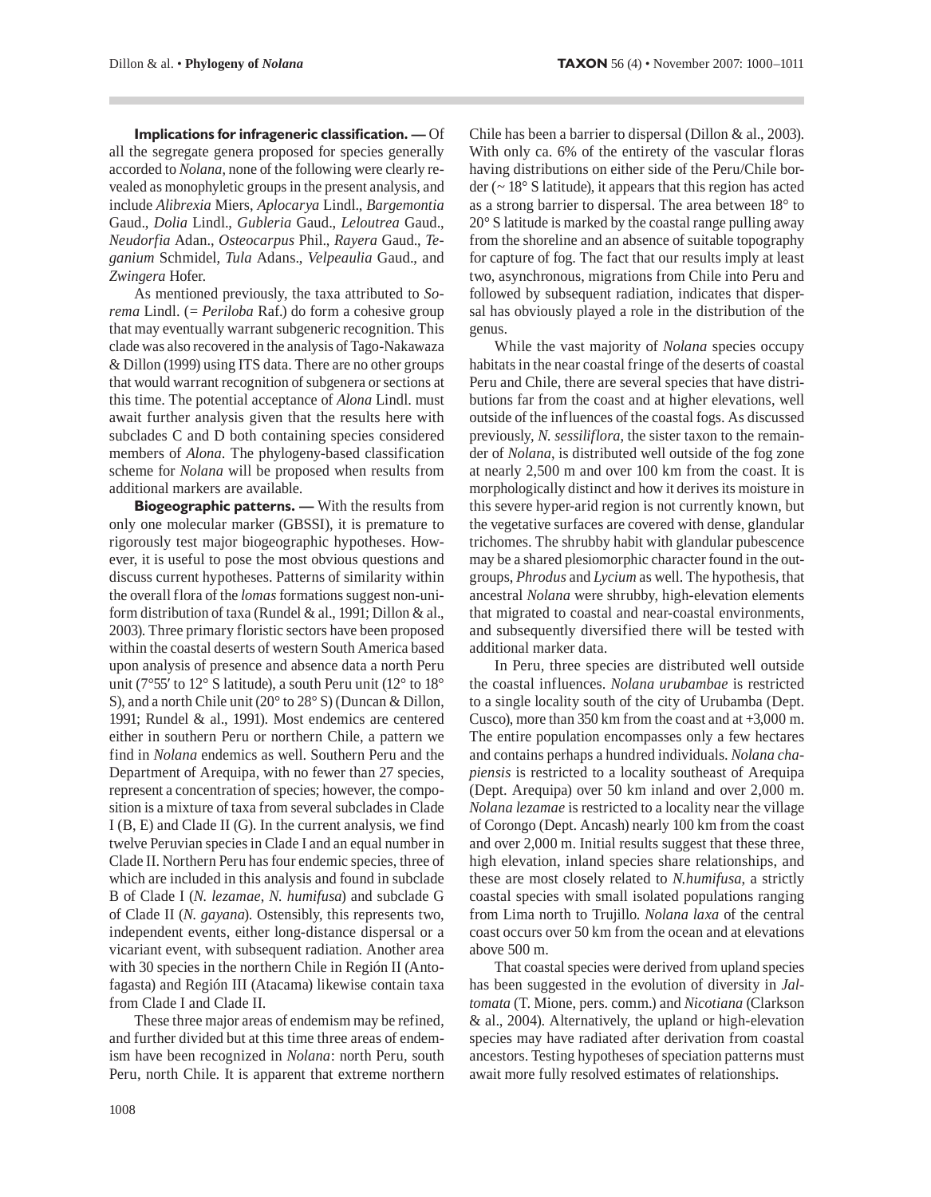**Implications for infrageneric classification. —** Of all the segregate genera proposed for species generally accorded to *Nolana*, none of the following were clearly revealed as monophyletic groups in the present analysis, and include *Alibrexia* Miers, *Aplocarya* Lindl., *Bargemontia* Gaud., *Dolia* Lindl., *Gubleria* Gaud., *Leloutrea* Gaud., *Neudorfia* Adan., *Osteocarpus* Phil., *Rayera* Gaud., *Teganium* Schmidel, *Tula* Adans., *Velpeaulia* Gaud., and *Zwingera* Hofer.

As mentioned previously, the taxa attributed to *Sorema* Lindl. (= *Periloba* Raf.) do form a cohesive group that may eventually warrant subgeneric recognition. This clade was also recovered in the analysis of Tago-Nakawaza & Dillon (1999) using ITS data. There are no other groups that would warrant recognition of subgenera or sections at this time. The potential acceptance of *Alona* Lindl. must await further analysis given that the results here with subclades C and D both containing species considered members of *Alona*. The phylogeny-based classification scheme for *Nolana* will be proposed when results from additional markers are available.

**Biogeographic patterns. —** With the results from only one molecular marker (GBSSI), it is premature to rigorously test major biogeographic hypotheses. However, it is useful to pose the most obvious questions and discuss current hypotheses. Patterns of similarity within the overall flora of the *lomas* formations suggest non-uniform distribution of taxa (Rundel & al., 1991; Dillon & al., 2003). Three primary floristic sectors have been proposed within the coastal deserts of western South America based upon analysis of presence and absence data a north Peru unit (7°55′ to 12° S latitude), a south Peru unit (12° to 18° S), and a north Chile unit (20° to 28° S) (Duncan & Dillon, 1991; Rundel & al., 1991). Most endemics are centered either in southern Peru or northern Chile, a pattern we find in *Nolana* endemics as well. Southern Peru and the Department of Arequipa, with no fewer than 27 species, represent a concentration of species; however, the composition is a mixture of taxa from several subclades in Clade I (B, E) and Clade II (G). In the current analysis, we find twelve Peruvian species in Clade I and an equal number in Clade II. Northern Peru has four endemic species, three of which are included in this analysis and found in subclade B of Clade I (*N. lezamae*, *N. humifusa*) and subclade G of Clade II (*N. gayana*). Ostensibly, this represents two, independent events, either long-distance dispersal or a vicariant event, with subsequent radiation. Another area with 30 species in the northern Chile in Región II (Antofagasta) and Región III (Atacama) likewise contain taxa from Clade I and Clade II.

These three major areas of endemism may be refined, and further divided but at this time three areas of endemism have been recognized in *Nolana*: north Peru, south Peru, north Chile. It is apparent that extreme northern Chile has been a barrier to dispersal (Dillon & al., 2003). With only ca. 6% of the entirety of the vascular floras having distributions on either side of the Peru/Chile border (~ 18° S latitude), it appears that this region has acted as a strong barrier to dispersal. The area between 18° to 20° S latitude is marked by the coastal range pulling away from the shoreline and an absence of suitable topography for capture of fog. The fact that our results imply at least two, asynchronous, migrations from Chile into Peru and followed by subsequent radiation, indicates that dispersal has obviously played a role in the distribution of the genus.

While the vast majority of *Nolana* species occupy habitats in the near coastal fringe of the deserts of coastal Peru and Chile, there are several species that have distributions far from the coast and at higher elevations, well outside of the influences of the coastal fogs. As discussed previously, *N. sessiliflora*, the sister taxon to the remainder of *Nolana*, is distributed well outside of the fog zone at nearly 2,500 m and over 100 km from the coast. It is morphologically distinct and how it derives its moisture in this severe hyper-arid region is not currently known, but the vegetative surfaces are covered with dense, glandular trichomes. The shrubby habit with glandular pubescence may be a shared plesiomorphic character found in the outgroups, *Phrodus* and *Lycium* as well. The hypothesis, that ancestral *Nolana* were shrubby, high-elevation elements that migrated to coastal and near-coastal environments, and subsequently diversified there will be tested with additional marker data.

In Peru, three species are distributed well outside the coastal influences. *Nolana urubambae* is restricted to a single locality south of the city of Urubamba (Dept. Cusco), more than 350 km from the coast and at +3,000 m. The entire population encompasses only a few hectares and contains perhaps a hundred individuals. *Nolana chapiensis* is restricted to a locality southeast of Arequipa (Dept. Arequipa) over 50 km inland and over 2,000 m. *Nolana lezamae* is restricted to a locality near the village of Corongo (Dept. Ancash) nearly 100 km from the coast and over 2,000 m. Initial results suggest that these three, high elevation, inland species share relationships, and these are most closely related to *N.humifusa*, a strictly coastal species with small isolated populations ranging from Lima north to Trujillo. *Nolana laxa* of the central coast occurs over 50 km from the ocean and at elevations above 500 m.

That coastal species were derived from upland species has been suggested in the evolution of diversity in *Jaltomata* (T. Mione, pers. comm.) and *Nicotiana* (Clarkson & al., 2004). Alternatively, the upland or high-elevation species may have radiated after derivation from coastal ancestors. Testing hypotheses of speciation patterns must await more fully resolved estimates of relationships.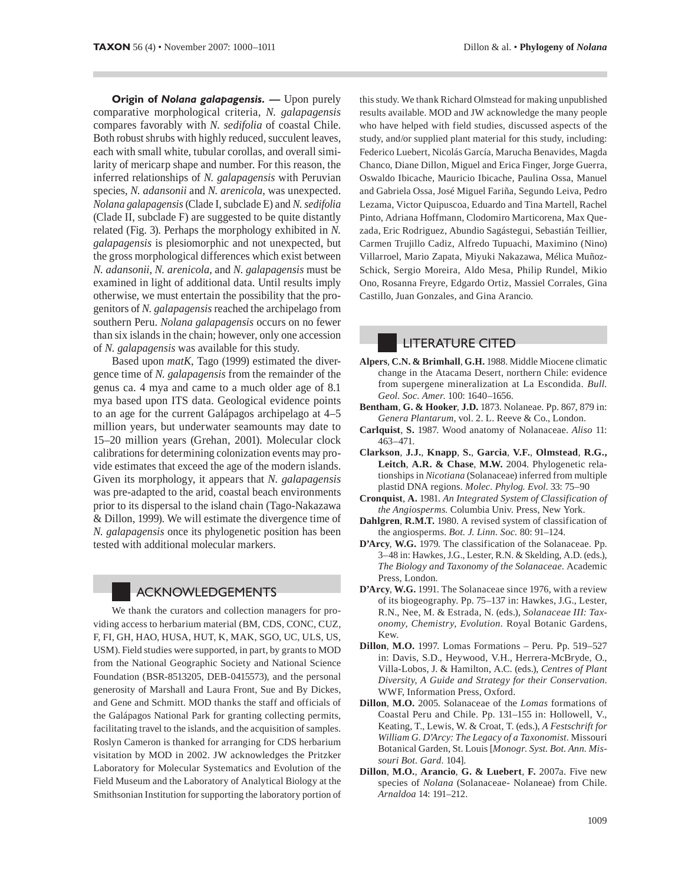**Origin of *Nolana galapagensis*. —** Upon purely comparative morphological criteria, *N. galapagensis* compares favorably with *N. sedifolia* of coastal Chile. Both robust shrubs with highly reduced, succulent leaves, each with small white, tubular corollas, and overall similarity of mericarp shape and number. For this reason, the inferred relationships of *N. galapagensis* with Peruvian species, *N. adansonii* and *N. arenicola*, was unexpected. *Nolana galapagensis* (Clade I, subclade E) and *N. sedifolia* (Clade II, subclade F) are suggested to be quite distantly related (Fig. 3). Perhaps the morphology exhibited in *N. galapagensis* is plesiomorphic and not unexpected, but the gross morphological differences which exist between *N. adansonii*, *N. arenicola*, and *N. galapagensis* must be examined in light of additional data. Until results imply otherwise, we must entertain the possibility that the progenitors of *N. galapagensis* reached the archipelago from southern Peru. *Nolana galapagensis* occurs on no fewer than six islands in the chain; however, only one accession of *N. galapagensis* was available for this study.

Based upon *matK*, Tago (1999) estimated the divergence time of *N. galapagensis* from the remainder of the genus ca. 4 mya and came to a much older age of 8.1 mya based upon ITS data. Geological evidence points to an age for the current Galápagos archipelago at 4–5 million years, but underwater seamounts may date to 15–20 million years (Grehan, 2001). Molecular clock calibrations for determining colonization events may provide estimates that exceed the age of the modern islands. Given its morphology, it appears that *N. galapagensis* was pre-adapted to the arid, coastal beach environments prior to its dispersal to the island chain (Tago-Nakazawa & Dillon, 1999). We will estimate the divergence time of *N. galapagensis* once its phylogenetic position has been tested with additional molecular markers.

## ACKNOWLEDGEMENTS

We thank the curators and collection managers for providing access to herbarium material (BM, CDS, CONC, CUZ, F, FI, GH, HAO, HUSA, HUT, K, MAK, SGO, UC, ULS, US, USM). Field studies were supported, in part, by grants to MOD from the National Geographic Society and National Science Foundation (BSR-8513205, DEB-0415573), and the personal generosity of Marshall and Laura Front, Sue and By Dickes, and Gene and Schmitt. MOD thanks the staff and officials of the Galápagos National Park for granting collecting permits, facilitating travel to the islands, and the acquisition of samples. Roslyn Cameron is thanked for arranging for CDS herbarium visitation by MOD in 2002. JW acknowledges the Pritzker Laboratory for Molecular Systematics and Evolution of the Field Museum and the Laboratory of Analytical Biology at the Smithsonian Institution for supporting the laboratory portion of this study. We thank Richard Olmstead for making unpublished results available. MOD and JW acknowledge the many people who have helped with field studies, discussed aspects of the study, and/or supplied plant material for this study, including: Federico Luebert, Nicolás García, Marucha Benavides, Magda Chanco, Diane Dillon, Miguel and Erica Finger, Jorge Guerra, Oswaldo Ibicache, Mauricio Ibicache, Paulina Ossa, Manuel and Gabriela Ossa, José Miguel Fariña, Segundo Leiva, Pedro Lezama, Victor Quipuscoa, Eduardo and Tina Martell, Rachel Pinto, Adriana Hoffmann, Clodomiro Marticorena, Max Quezada, Eric Rodriguez, Abundio Sagástegui, Sebastián Teillier, Carmen Trujillo Cadiz, Alfredo Tupuachi, Maximino (Nino) Villarroel, Mario Zapata, Miyuki Nakazawa, Mélica Muñoz-Schick, Sergio Moreira, Aldo Mesa, Philip Rundel, Mikio Ono, Rosanna Freyre, Edgardo Ortiz, Massiel Corrales, Gina Castillo, Juan Gonzales, and Gina Arancio.

## LITERATURE CITED

**Alpers, C.N. & Brimhall, G.H.** 1988. Middle Miocene climatic change in the Atacama Desert, northern Chile: evidence from supergene mineralization at La Escondida. *Bull. Geol. Soc. Amer.* 100: 1640–1656.

**Bentham, G. & Hooker, J.D.** 1873. Nolaneae. Pp. 867, 879 in: *Genera Plantarum*, vol. 2. L. Reeve & Co., London.

**Carlquist, S.** 1987. Wood anatomy of Nolanaceae. *Aliso* 11: 463–471.

**Clarkson, J.J., Knapp, S., Garcia, V.F., Olmstead, R.G., Leitch, A.R. & Chase, M.W.** 2004. Phylogenetic relationships in *Nicotiana* (Solanaceae) inferred from multiple plastid DNA regions. *Molec. Phylog. Evol.* 33: 75–90

**Cronquist, A.** 1981. *An Integrated System of Classification of the Angiosperms.* Columbia Univ. Press, New York.

**Dahlgren, R.M.T.** 1980. A revised system of classification of the angiosperms. *Bot. J. Linn. Soc.* 80: 91–124.

**D'Arcy, W.G.** 1979. The classification of the Solanaceae. Pp. 3–48 in: Hawkes, J.G., Lester, R.N. & Skelding, A.D. (eds.), *The Biology and Taxonomy of the Solanaceae.* Academic Press, London.

**D'Arcy, W.G.** 1991. The Solanaceae since 1976, with a review of its biogeography. Pp. 75–137 in: Hawkes, J.G., Lester, R.N., Nee, M. & Estrada, N. (eds.), *Solanaceae III: Taxonomy, Chemistry, Evolution*. Royal Botanic Gardens, Kew.

**Dillon, M.O.** 1997. Lomas Formations – Peru. Pp. 519–527 in: Davis, S.D., Heywood, V.H., Herrera-McBryde, O., Villa-Lobos, J. & Hamilton, A.C. (eds.), *Centres of Plant Diversity, A Guide and Strategy for their Conservation.* WWF, Information Press, Oxford.

**Dillon, M.O.** 2005. Solanaceae of the *Lomas* formations of Coastal Peru and Chile. Pp. 131–155 in: Hollowell, V., Keating, T., Lewis, W. & Croat, T. (eds.), *A Festschrift for William G. D'Arcy: The Legacy of a Taxonomist.* Missouri Botanical Garden, St. Louis [*Monogr. Syst. Bot. Ann. Missouri Bot. Gard.* 104].

**Dillon, M.O., Arancio, G. & Luebert, F.** 2007a. Five new species of *Nolana* (Solanaceae- Nolaneae) from Chile. *Arnaldoa* 14: 191–212.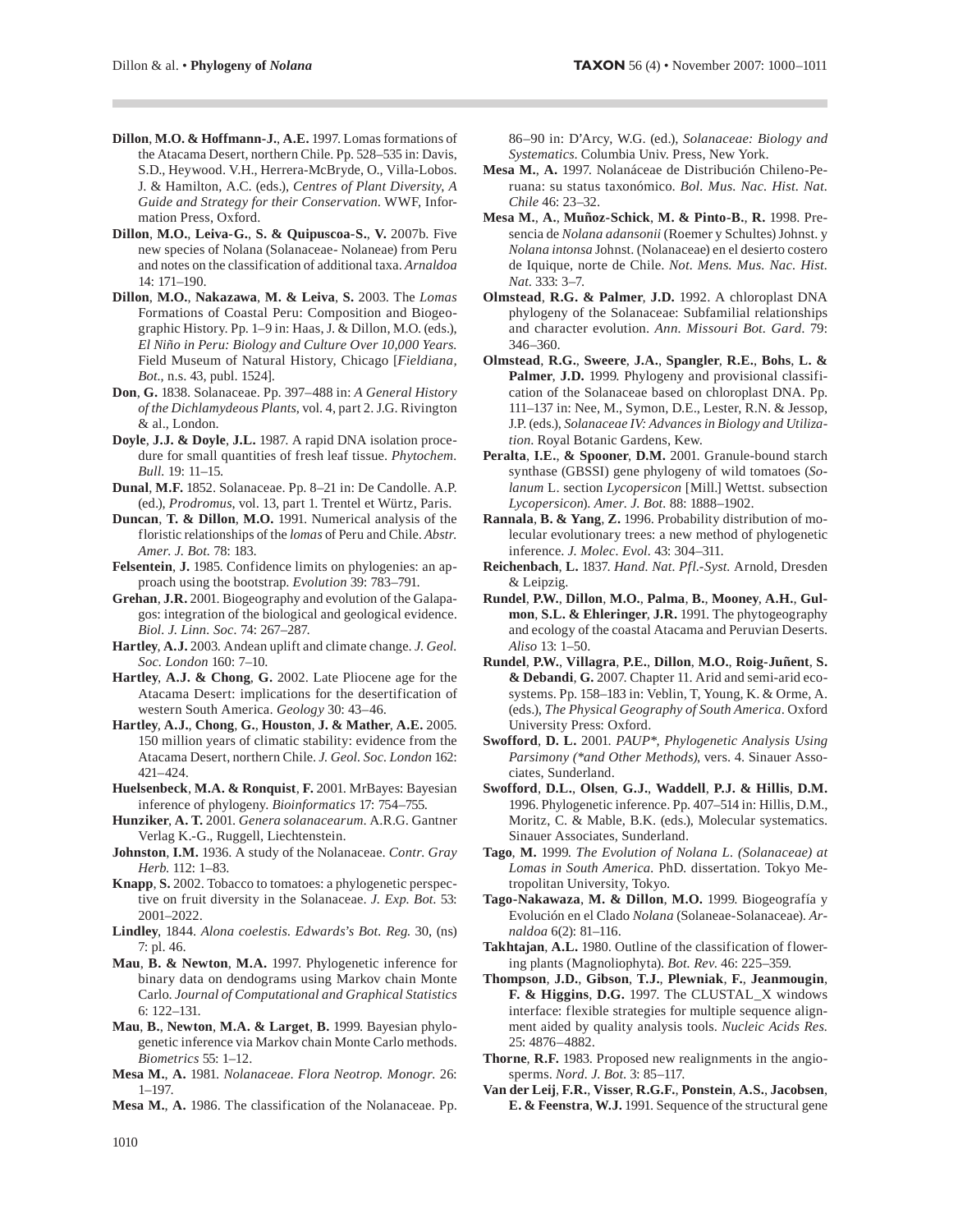**Dillon**, **M.O. & Hoffmann-J.**, **A.E.** 1997. Lomas formations of the Atacama Desert, northern Chile. Pp. 528–535 in: Davis, S.D., Heywood. V.H., Herrera-McBryde, O., Villa-Lobos. J. & Hamilton, A.C. (eds.), *Centres of Plant Diversity, A Guide and Strategy for their Conservation*. WWF, Information Press, Oxford.

**Dillon**, **M.O.**, **Leiva-G.**, **S. & Quipuscoa-S.**, **V.** 2007b. Five new species of Nolana (Solanaceae- Nolaneae) from Peru and notes on the classification of additional taxa. *Arnaldoa* 14: 171–190.

**Dillon**, **M.O.**, **Nakazawa**, **M. & Leiva**, **S.** 2003. The *Lomas* Formations of Coastal Peru: Composition and Biogeographic History. Pp. 1–9 in: Haas, J. & Dillon, M.O. (eds.), *El Niño in Peru: Biology and Culture Over 10,000 Years.* Field Museum of Natural History, Chicago [*Fieldiana, Bot.*, n.s. 43, publ. 1524].

**Don**, **G.** 1838. Solanaceae. Pp. 397–488 in: *A General History of the Dichlamydeous Plants*, vol. 4, part 2. J.G. Rivington & al., London.

**Doyle**, **J.J. & Doyle**, **J.L.** 1987. A rapid DNA isolation procedure for small quantities of fresh leaf tissue. *Phytochem. Bull.* 19: 11–15.

**Dunal**, **M.F.** 1852. Solanaceae. Pp. 8–21 in: De Candolle. A.P. (ed.), *Prodromus*, vol. 13, part 1. Trentel et Würtz, Paris.

**Duncan**, **T. & Dillon**, **M.O.** 1991. Numerical analysis of the floristic relationships of the *lomas* of Peru and Chile. *Abstr. Amer. J. Bot.* 78: 183.

**Felsenstein**, **J.** 1985. Confidence limits on phylogenies: an approach using the bootstrap. *Evolution* 39: 783–791.

**Grehan**, **J.R.** 2001. Biogeography and evolution of the Galapagos: integration of the biological and geological evidence. *Biol. J. Linn. Soc.* 74: 267–287.

**Hartley**, **A.J.** 2003. Andean uplift and climate change. *J. Geol. Soc. London* 160: 7–10.

**Hartley**, **A.J. & Chong**, **G.** 2002. Late Pliocene age for the Atacama Desert: implications for the desertification of western South America. *Geology* 30: 43–46.

**Hartley**, **A.J.**, **Chong**, **G.**, **Houston**, **J. & Mather**, **A.E.** 2005. 150 million years of climatic stability: evidence from the Atacama Desert, northern Chile. *J. Geol. Soc. London* 162: 421–424.

**Huelsenbeck**, **M.A. & Ronquist**, **F.** 2001. MrBayes: Bayesian inference of phylogeny. *Bioinformatics* 17: 754–755.

**Hunziker**, **A. T.** 2001. *Genera solanacearum*. A.R.G. Gantner Verlag K.-G., Ruggell, Liechtenstein.

**Johnston**, **I.M.** 1936. A study of the Nolanaceae. *Contr. Gray Herb.* 112: 1–83.

**Knapp**, **S.** 2002. Tobacco to tomatoes: a phylogenetic perspective on fruit diversity in the Solanaceae. *J. Exp. Bot.* 53: 2001–2022.

**Lindley**, 1844. *Alona coelestis*. *Edwards's Bot. Reg.* 30, (ns) 7: pl. 46.

**Mau**, **B. & Newton**, **M.A.** 1997. Phylogenetic inference for binary data on dendograms using Markov chain Monte Carlo. *Journal of Computational and Graphical Statistics* 6: 122–131.

**Mau**, **B.**, **Newton**, **M.A. & Larget**, **B.** 1999. Bayesian phylogenetic inference via Markov chain Monte Carlo methods. *Biometrics* 55: 1–12.

**Mesa M.**, **A.** 1981. *Nolanaceae. Flora Neotrop. Monogr.* 26: 1–197.

**Mesa M.**, **A.** 1986. The classification of the Nolanaceae. Pp. 86–90 in: D'Arcy, W.G. (ed.), *Solanaceae: Biology and Systematics*. Columbia Univ. Press, New York.

**Mesa M.**, **A.** 1997. Nolanáceae de Distribución Chileno-Peruana: su status taxonómico. *Bol. Mus. Nac. Hist. Nat. Chile* 46: 23–32.

**Mesa M.**, **A.**, **Muñoz-Schick**, **M. & Pinto-B.**, **R.** 1998. Presencia de *Nolana adansonii* (Roemer y Schultes) Johnst. y *Nolana intonsa* Johnst. (Nolanaceae) en el desierto costero de Iquique, norte de Chile. *Not. Mens. Mus. Nac. Hist. Nat.* 333: 3–7.

**Olmstead**, **R.G. & Palmer**, **J.D.** 1992. A chloroplast DNA phylogeny of the Solanaceae: Subfamilial relationships and character evolution. *Ann. Missouri Bot. Gard.* 79: 346–360.

**Olmstead**, **R.G.**, **Sweere**, **J.A.**, **Spangler**, **R.E.**, **Bohs**, **L. & Palmer**, **J.D.** 1999. Phylogeny and provisional classification of the Solanaceae based on chloroplast DNA. Pp. 111–137 in: Nee, M., Symon, D.E., Lester, R.N. & Jessop, J.P. (eds.), *Solanaceae IV: Advances in Biology and Utilization*. Royal Botanic Gardens, Kew.

**Peralta**, **I.E.**, **& Spooner**, **D.M.** 2001. Granule-bound starch synthase (GBSSI) gene phylogeny of wild tomatoes (*Solanum* L. section *Lycopersicon* [Mill.] Wettst. subsection *Lycopersicon*). *Amer. J. Bot.* 88: 1888–1902.

**Rannala**, **B. & Yang**, **Z.** 1996. Probability distribution of molecular evolutionary trees: a new method of phylogenetic inference. *J. Molec. Evol.* 43: 304–311.

**Reichenbach**, **L.** 1837. *Hand. Nat. Pfl.-Syst.* Arnold, Dresden & Leipzig.

**Rundel**, **P.W.**, **Dillon**, **M.O.**, **Palma**, **B.**, **Mooney**, **A.H.**, **Gulmon**, **S.L. & Ehleringer**, **J.R.** 1991. The phytogeography and ecology of the coastal Atacama and Peruvian Deserts. *Aliso* 13: 1–50.

**Rundel**, **P.W.**, **Villagra**, **P.E.**, **Dillon**, **M.O.**, **Roig-Juñent**, **S. & Debandi**, **G.** 2007. Chapter 11. Arid and semi-arid ecosystems. Pp. 158–183 in: Veblin, T, Young, K. & Orme, A. (eds.), *The Physical Geography of South America*. Oxford University Press: Oxford.

**Swofford**, **D. L.** 2001. *PAUP\*, Phylogenetic Analysis Using Parsimony (\*and Other Methods)*, vers. 4. Sinauer Associates, Sunderland.

**Swofford**, **D.L.**, **Olsen**, **G.J.**, **Waddell**, **P.J. & Hillis**, **D.M.** 1996. Phylogenetic inference. Pp. 407–514 in: Hillis, D.M., Moritz, C. & Mable, B.K. (eds.), Molecular systematics. Sinauer Associates, Sunderland.

**Tago**, **M.** 1999. *The Evolution of Nolana L. (Solanaceae) at Lomas in South America*. PhD. dissertation. Tokyo Metropolitan University, Tokyo.

**Tago-Nakawaza**, **M. & Dillon**, **M.O.** 1999. Biogeografía y Evolución en el Clado *Nolana* (Solaneae-Solanaceae). *Arnaldoa* 6(2): 81–116.

**Takhtajan**, **A.L.** 1980. Outline of the classification of flowering plants (Magnoliophyta). *Bot. Rev.* 46: 225–359.

**Thompson**, **J.D.**, **Gibson**, **T.J.**, **Plewniak**, **F.**, **Jeanmougin**, **F. & Higgins**, **D.G.** 1997. The CLUSTAL_X windows interface: flexible strategies for multiple sequence alignment aided by quality analysis tools. *Nucleic Acids Res.* 25: 4876–4882.

**Thorne**, **R.F.** 1983. Proposed new realignments in the angiosperms. *Nord. J. Bot.* 3: 85–117.

**Van der Leij**, **F.R.**, **Visser**, **R.G.F.**, **Ponstein**, **A.S.**, **Jacobsen**, **E. & Feenstra**, **W.J.** 1991. Sequence of the structural gene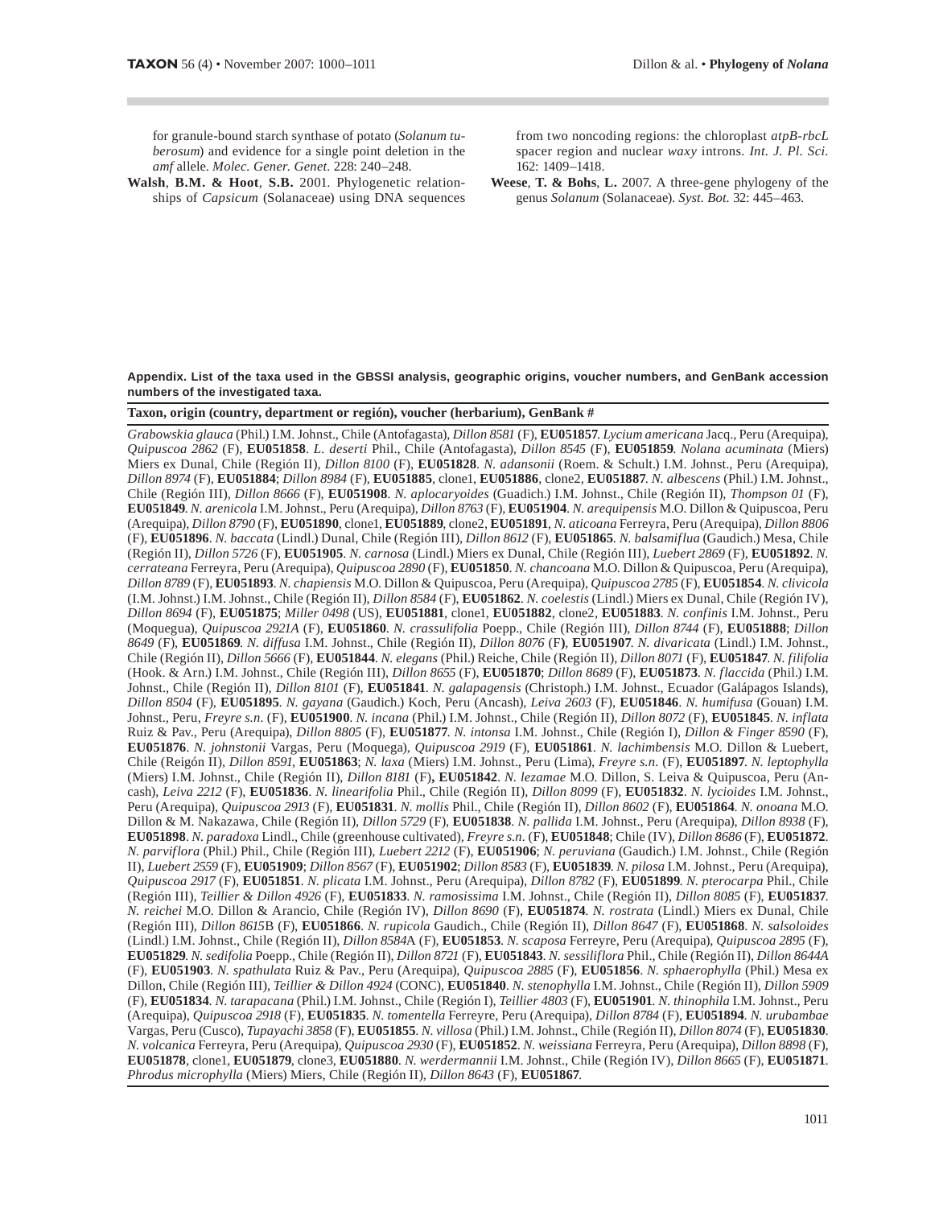for granule-bound starch synthase of potato (*Solanum tuberosum*) and evidence for a single point deletion in the *amf* allele. *Molec. Gener. Genet.* 228: 240–248.

**Walsh**, **B.M. & Hoot**, **S.B.** 2001. Phylogenetic relationships of *Capsicum* (Solanaceae) using DNA sequences from two noncoding regions: the chloroplast *atpB-rbcL* spacer region and nuclear *waxy* introns. *Int. J. Pl. Sci.* 162: 1409–1418.

**Weese**, **T. & Bohs**, **L.** 2007. A three-gene phylogeny of the genus *Solanum* (Solanaceae). *Syst. Bot.* 32: 445–463.

**Appendix. List of the taxa used in the GBSSI analysis, geographic origins, voucher numbers, and GenBank accession numbers of the investigated taxa.**

**Taxon, origin (country, department or región), voucher (herbarium), GenBank #**

*Grabowskia glauca* (Phil.) I.M. Johnst., Chile (Antofagasta), *Dillon 8581* (F), **EU051857**. *Lycium americana* Jacq., Peru (Arequipa), *Quipuscoa 2862* (F), **EU051858**. *L. deserti* Phil., Chile (Antofagasta), *Dillon 8545* (F), **EU051859**. *Nolana acuminata* (Miers) Miers ex Dunal, Chile (Región II), *Dillon 8100* (F), **EU051828**. *N. adansonii* (Roem. & Schult.) I.M. Johnst., Peru (Arequipa), *Dillon 8974* (F), **EU051884**; *Dillon 8984* (F), **EU051885**, clone1, **EU051886**, clone2, **EU051887**. *N. albescens* (Phil.) I.M. Johnst., Chile (Región III), *Dillon 8666* (F), **EU051908**. *N. aplocaryoides* (Guadich.) I.M. Johnst., Chile (Región II), *Thompson 01* (F), **EU051849**. *N. arenicola* I.M. Johnst., Peru (Arequipa), *Dillon 8763* (F), **EU051904**. *N. arequipensis* M.O. Dillon & Quipuscoa, Peru (Arequipa), *Dillon 8790* (F), **EU051890**, clone1, **EU051889**, clone2, **EU051891**, *N. aticoana* Ferreyra, Peru (Arequipa), *Dillon 8806* (F), **EU051896**. *N. baccata* (Lindl.) Dunal, Chile (Región III), *Dillon 8612* (F), **EU051865**. *N. balsamiflua* (Gaudich.) Mesa, Chile (Región II), *Dillon 5726* (F), **EU051905**. *N. carnosa* (Lindl.) Miers ex Dunal, Chile (Región III), *Luebert 2869* (F), **EU051892**. *N. cerrateana* Ferreyra, Peru (Arequipa), *Quipuscoa 2890* (F), **EU051850**. *N. chancoana* M.O. Dillon & Quipuscoa, Peru (Arequipa), *Dillon 8789* (F), **EU051893**. *N. chapiensis* M.O. Dillon & Quipuscoa, Peru (Arequipa), *Quipuscoa 2785* (F), **EU051854**. *N. clivicola* (I.M. Johnst.) I.M. Johnst., Chile (Región II), *Dillon 8584* (F), **EU051862**. *N. coelestis* (Lindl.) Miers ex Dunal, Chile (Región IV), *Dillon 8694* (F), **EU051875**; *Miller 0498* (US), **EU051881**, clone1, **EU051882**, clone2, **EU051883**. *N. confinis* I.M. Johnst., Peru (Moquegua), *Quipuscoa 2921A* (F), **EU051860**. *N. crassulifolia* Poepp., Chile (Región III), *Dillon 8744* (F), **EU051888**; *Dillon 8649* (F), **EU051869**. *N. diffusa* I.M. Johnst., Chile (Región II), *Dillon 8076* (F**)**, **EU051907**. *N. divaricata* (Lindl.) I.M. Johnst., Chile (Región II), *Dillon 5666* (F), **EU051844**. *N. elegans* (Phil.) Reiche, Chile (Región II), *Dillon 8071* (F), **EU051847**. *N. filifolia* (Hook. & Arn.) I.M. Johnst., Chile (Región III), *Dillon 8655* (F), **EU051870**; *Dillon 8689* (F), **EU051873**. *N. flaccida* (Phil.) I.M. Johnst., Chile (Región II), *Dillon 8101* (F), **EU051841**. *N. galapagensis* (Christoph.) I.M. Johnst., Ecuador (Galápagos Islands), *Dillon 8504* (F), **EU051895**. *N. gayana* (Gaudich.) Koch, Peru (Ancash), *Leiva 2603* (F), **EU051846**. *N. humifusa* (Gouan) I.M. Johnst., Peru, *Freyre s.n.* (F), **EU051900**. *N. incana* (Phil.) I.M. Johnst., Chile (Región II), *Dillon 8072* (F), **EU051845**. *N. inflata* Ruiz & Pav., Peru (Arequipa), *Dillon 8805* (F), **EU051877**. *N. intonsa* I.M. Johnst., Chile (Región I), *Dillon & Finger 8590* (F), **EU051876**. *N. johnstonii* Vargas, Peru (Moquega), *Quipuscoa 2919* (F), **EU051861**. *N. lachimbensis* M.O. Dillon & Luebert, Chile (Reigón II), *Dillon 8591*, **EU051863**; *N. laxa* (Miers) I.M. Johnst., Peru (Lima), *Freyre s.n.* (F), **EU051897**. *N. leptophylla* (Miers) I.M. Johnst., Chile (Región II), *Dillon 8181* (F)**, EU051842**. *N. lezamae* M.O. Dillon, S. Leiva & Quipuscoa, Peru (Ancash), *Leiva 2212* (F), **EU051836**. *N. linearifolia* Phil., Chile (Región II), *Dillon 8099* (F), **EU051832**. *N. lycioides* I.M. Johnst., Peru (Arequipa), *Quipuscoa 2913* (F), **EU051831**. *N. mollis* Phil., Chile (Región II), *Dillon 8602* (F), **EU051864**. *N. onoana* M.O. Dillon & M. Nakazawa, Chile (Región II), *Dillon 5729* (F), **EU051838**. *N. pallida* I.M. Johnst., Peru (Arequipa), *Dillon 8938* (F), **EU051898**. *N. paradoxa* Lindl., Chile (greenhouse cultivated), *Freyre s.n.* (F), **EU051848**; Chile (IV), *Dillon 8686* (F), **EU051872**. *N. parviflora* (Phil.) Phil., Chile (Región III), *Luebert 2212* (F), **EU051906**; *N. peruviana* (Gaudich.) I.M. Johnst., Chile (Región II), *Luebert 2559* (F), **EU051909**; *Dillon 8567* (F), **EU051902**; *Dillon 8583* (F), **EU051839**. *N. pilosa* I.M. Johnst., Peru (Arequipa), *Quipuscoa 2917* (F), **EU051851**. *N. plicata* I.M. Johnst., Peru (Arequipa), *Dillon 8782* (F), **EU051899**. *N. pterocarpa* Phil., Chile (Región III), *Teillier & Dillon 4926* (F), **EU051833**. *N. ramosissima* I.M. Johnst., Chile (Región II), *Dillon 8085* (F), **EU051837**. *N. reichei* M.O. Dillon & Arancio, Chile (Región IV), *Dillon 8690* (F), **EU051874**. *N. rostrata* (Lindl.) Miers ex Dunal, Chile (Región III), *Dillon 8615B* (F), **EU051866**. *N. rupicola* Gaudich., Chile (Región II), *Dillon 8647* (F), **EU051868**. *N. salsoloides* (Lindl.) I.M. Johnst., Chile (Región II), *Dillon 8584A* (F), **EU051853**. *N. scaposa* Ferreyre, Peru (Arequipa), *Quipuscoa 2895* (F), **EU051829**. *N. sedifolia* Poepp., Chile (Región II), *Dillon 8721* (F), **EU051843**. *N. sessiliflora* Phil., Chile (Región II), *Dillon 8644A* (F), **EU051903**. *N. spathulata* Ruiz & Pav., Peru (Arequipa), *Quipuscoa 2885* (F), **EU051856**. *N. sphaerophylla* (Phil.) Mesa ex Dillon, Chile (Región III), *Teillier & Dillon 4924* (CONC), **EU051840**. *N. stenophylla* I.M. Johnst., Chile (Región II), *Dillon 5909* (F), **EU051834**. *N. tarapacana* (Phil.) I.M. Johnst., Chile (Región I), *Teillier 4803* (F), **EU051901**. *N. thinophila* I.M. Johnst., Peru (Arequipa), *Quipuscoa 2918* (F), **EU051835**. *N. tomentella* Ferreyre, Peru (Arequipa), *Dillon 8784* (F), **EU051894**. *N. urubambae* Vargas, Peru (Cusco), *Tupayachi 3858* (F), **EU051855**. *N. villosa* (Phil.) I.M. Johnst., Chile (Región II), *Dillon 8074* (F), **EU051830**. *N. volcanica* Ferreyra, Peru (Arequipa), *Quipuscoa 2930* (F), **EU051852**. *N. weissiana* Ferreyra, Peru (Arequipa), *Dillon 8898* (F), **EU051878**, clone1, **EU051879**, clone3, **EU051880**. *N. werdermannii* I.M. Johnst., Chile (Región IV), *Dillon 8665* (F), **EU051871**. *Phrodus microphylla* (Miers) Miers, Chile (Región II), *Dillon 8643* (F), **EU051867**.